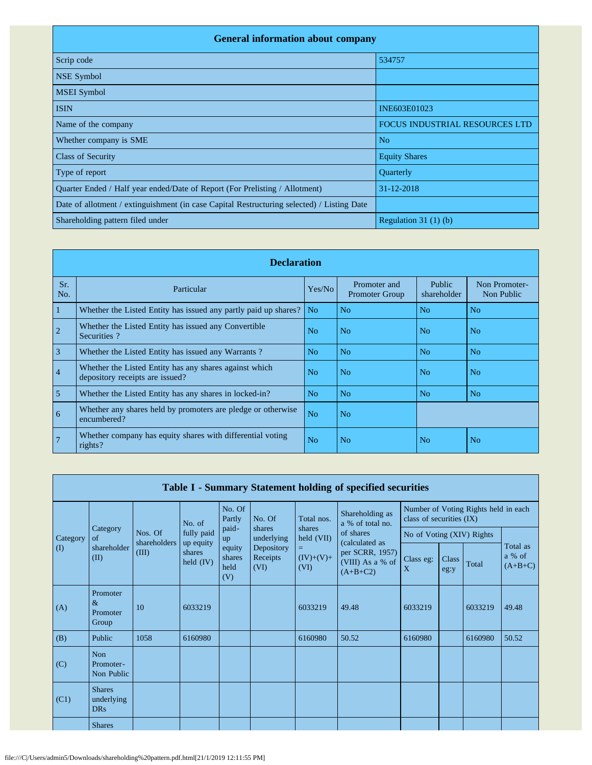## General information about company

| | |
|---|---|
| Scrip code | 534757 |
| NSE Symbol | |
| MSEI Symbol | |
| ISIN | INE603E01023 |
| Name of the company | FOCUS INDUSTRIAL RESOURCES LTD |
| Whether company is SME | No |
| Class of Security | Equity Shares |
| Type of report | Quarterly |
| Quarter Ended / Half year ended/Date of Report (For Prelisting / Allotment) | 31-12-2018 |
| Date of allotment / extinguishment (in case Capital Restructuring selected) / Listing Date | |
| Shareholding pattern filed under | Regulation 31 (1) (b) |

## Declaration

| Sr. No. | Particular | Yes/No | Promoter and Promoter Group | Public shareholder | Non Promoter- Non Public |
|---|---|---|---|---|---|
| 1 | Whether the Listed Entity has issued any partly paid up shares? | No | No | No | No |
| 2 | Whether the Listed Entity has issued any Convertible Securities ? | No | No | No | No |
| 3 | Whether the Listed Entity has issued any Warrants ? | No | No | No | No |
| 4 | Whether the Listed Entity has any shares against which depository receipts are issued? | No | No | No | No |
| 5 | Whether the Listed Entity has any shares in locked-in? | No | No | No | No |
| 6 | Whether any shares held by promoters are pledge or otherwise encumbered? | No | No | | |
| 7 | Whether company has equity shares with differential voting rights? | No | No | No | No |

## Table I - Summary Statement holding of specified securities

| Category (I) | Category of shareholder (II) | Nos. Of shareholders (III) | No. of fully paid up equity shares held (IV) | No. Of Partly paid-up equity shares held (V) | No. Of shares underlying Depository Receipts (VI) | Total nos. shares held (VII) = (IV)+(V)+ (VI) | Shareholding as a % of total no. of shares (calculated as per SCRR, 1957) (VIII) As a % of (A+B+C2) | Number of Voting Rights held in each class of securities (IX) | | | |
|---|---|---|---|---|---|---|---|---|---|---|---|
| | | | | | | | | No of Voting (XIV) Rights | | | Total as a % of (A+B+C) |
| | | | | | | | | Class eg: X | Class eg:y | Total | |
| (A) | Promoter & Promoter Group | 10 | 6033219 | | | 6033219 | 49.48 | 6033219 | | 6033219 | 49.48 |
| (B) | Public | 1058 | 6160980 | | | 6160980 | 50.52 | 6160980 | | 6160980 | 50.52 |
| (C) | Non Promoter- Non Public | | | | | | | | | | |
| (C1) | Shares underlying DRs | | | | | | | | | | |
| | Shares | | | | | | | | | | |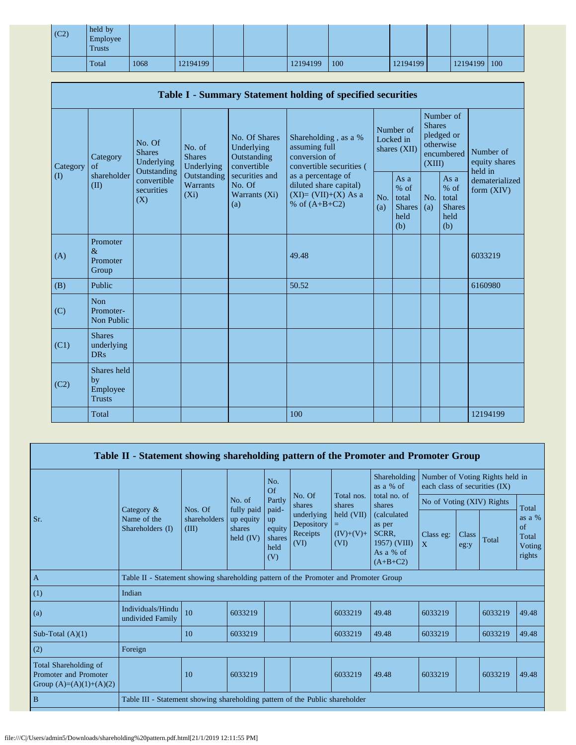| (C2) | held by Employee Trusts | | | | | | | | | | |
|---|---|---|---|---|---|---|---|---|---|---|---|
| | Total | 1068 | 12194199 | | | 12194199 | 100 | 12194199 | | 12194199 | 100 |

**Table I - Summary Statement holding of specified securities**

| Category (I) | Category of shareholder (II) | No. Of Shares Underlying Outstanding convertible securities (X) | No. of Shares Underlying Outstanding Warrants (Xi) | No. Of Shares Underlying Outstanding convertible securities and No. Of Warrants (Xi) (a) | Shareholding , as a % assuming full conversion of convertible securities ( as a percentage of diluted share capital) (XI)= (VII)+(X) As a % of (A+B+C2) | Number of Locked in shares (XII) | | Number of Shares pledged or otherwise encumbered (XIII) | | Number of equity shares held in dematerialized form (XIV) |
|---|---|---|---|---|---|---|---|---|---|---|
| | | | | | | No. (a) | As a % of total Shares held (b) | No. (a) | As a % of total Shares held (b) | |
| (A) | Promoter & Promoter Group | | | | 49.48 | | | | | 6033219 |
| (B) | Public | | | | 50.52 | | | | | 6160980 |
| (C) | Non Promoter- Non Public | | | | | | | | | |
| (C1) | Shares underlying DRs | | | | | | | | | |
| (C2) | Shares held by Employee Trusts | | | | | | | | | |
| | Total | | | | 100 | | | | | 12194199 |

**Table II - Statement showing shareholding pattern of the Promoter and Promoter Group**

| Sr. | Category & Name of the Shareholders (I) | Nos. Of shareholders (III) | No. of fully paid up equity shares held (IV) | No. Of Partly paid-up equity shares held (V) | No. Of shares underlying Depository Receipts (VI) | Total nos. shares held (VII) = (IV)+(V)+ (VI) | Shareholding as a % of total no. of shares (calculated as per SCRR, 1957) (VIII) As a % of (A+B+C2) | Number of Voting Rights held in each class of securities (IX) | | | |
|---|---|---|---|---|---|---|---|---|---|---|---|
| | | | | | | | | No of Voting (XIV) Rights | | | Total as a % of Total Voting rights |
| | | | | | | | | Class eg: X | Class eg:y | Total | |
| A | Table II - Statement showing shareholding pattern of the Promoter and Promoter Group | | | | | | | | | | |
| (1) | Indian | | | | | | | | | | |
| (a) | Individuals/Hindu undivided Family | 10 | 6033219 | | | 6033219 | 49.48 | 6033219 | | 6033219 | 49.48 |
| Sub-Total (A)(1) | | 10 | 6033219 | | | 6033219 | 49.48 | 6033219 | | 6033219 | 49.48 |
| (2) | Foreign | | | | | | | | | | |
| Total Shareholding of Promoter and Promoter Group (A)=(A)(1)+(A)(2) | | 10 | 6033219 | | | 6033219 | 49.48 | 6033219 | | 6033219 | 49.48 |
| B | Table III - Statement showing shareholding pattern of the Public shareholder | | | | | | | | | | |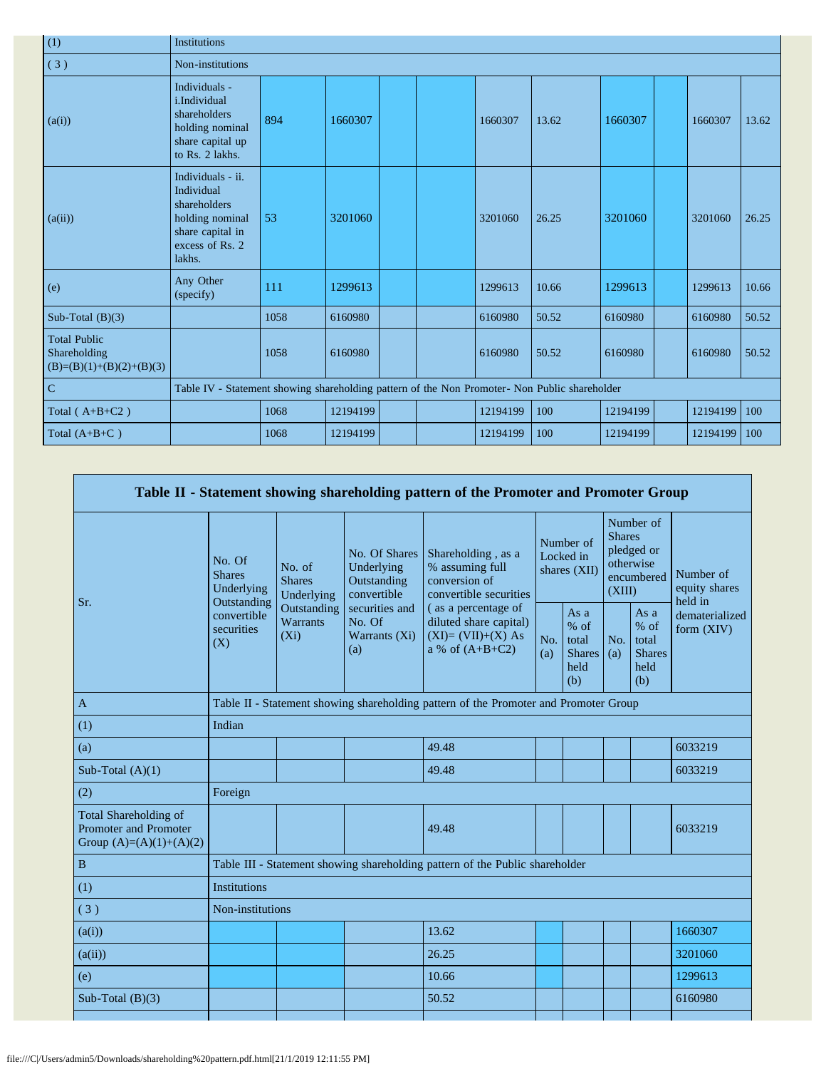| | | | | | | | | | | | |
|---|---|---|---|---|---|---|---|---|---|---|---|
| (1) | Institutions | | | | | | | | | | |
| (3) | Non-institutions | | | | | | | | | | |
| (a(i)) | Individuals - i.Individual shareholders holding nominal share capital up to Rs. 2 lakhs. | 894 | 1660307 | | | 1660307 | 13.62 | 1660307 | | 1660307 | 13.62 |
| (a(ii)) | Individuals - ii. Individual shareholders holding nominal share capital in excess of Rs. 2 lakhs. | 53 | 3201060 | | | 3201060 | 26.25 | 3201060 | | 3201060 | 26.25 |
| (e) | Any Other (specify) | 111 | 1299613 | | | 1299613 | 10.66 | 1299613 | | 1299613 | 10.66 |
| Sub-Total (B)(3) | | 1058 | 6160980 | | | 6160980 | 50.52 | 6160980 | | 6160980 | 50.52 |
| Total Public Shareholding (B)=(B)(1)+(B)(2)+(B)(3) | | 1058 | 6160980 | | | 6160980 | 50.52 | 6160980 | | 6160980 | 50.52 |
| C | Table IV - Statement showing shareholding pattern of the Non Promoter- Non Public shareholder | | | | | | | | | | |
| Total ( A+B+C2 ) | | 1068 | 12194199 | | | 12194199 | 100 | 12194199 | | 12194199 | 100 |
| Total (A+B+C ) | | 1068 | 12194199 | | | 12194199 | 100 | 12194199 | | 12194199 | 100 |

## Table II - Statement showing shareholding pattern of the Promoter and Promoter Group

| Sr. | No. Of Shares Underlying Outstanding convertible securities (X) | No. of Shares Underlying Outstanding Warrants (Xi) | No. Of Shares Underlying Outstanding convertible securities and No. Of Warrants (Xi) (a) | Shareholding , as a % assuming full conversion of convertible securities ( as a percentage of diluted share capital) (XI)= (VII)+(X) As a % of (A+B+C2) | Number of Locked in shares (XII) | | Number of Shares pledged or otherwise encumbered (XIII) | | Number of equity shares held in dematerialized form (XIV) |
|---|---|---|---|---|---|---|---|---|---|
| | | | | | No. (a) | As a % of total Shares held (b) | No. (a) | As a % of total Shares held (b) | |
| A | Table II - Statement showing shareholding pattern of the Promoter and Promoter Group | | | | | | | | |
| (1) | Indian | | | | | | | | |
| (a) | | | | 49.48 | | | | | 6033219 |
| Sub-Total (A)(1) | | | | 49.48 | | | | | 6033219 |
| (2) | Foreign | | | | | | | | |
| Total Shareholding of Promoter and Promoter Group (A)=(A)(1)+(A)(2) | | | | 49.48 | | | | | 6033219 |
| B | Table III - Statement showing shareholding pattern of the Public shareholder | | | | | | | | |
| (1) | Institutions | | | | | | | | |
| (3) | Non-institutions | | | | | | | | |
| (a(i)) | | | | 13.62 | | | | | 1660307 |
| (a(ii)) | | | | 26.25 | | | | | 3201060 |
| (e) | | | | 10.66 | | | | | 1299613 |
| Sub-Total (B)(3) | | | | 50.52 | | | | | 6160980 |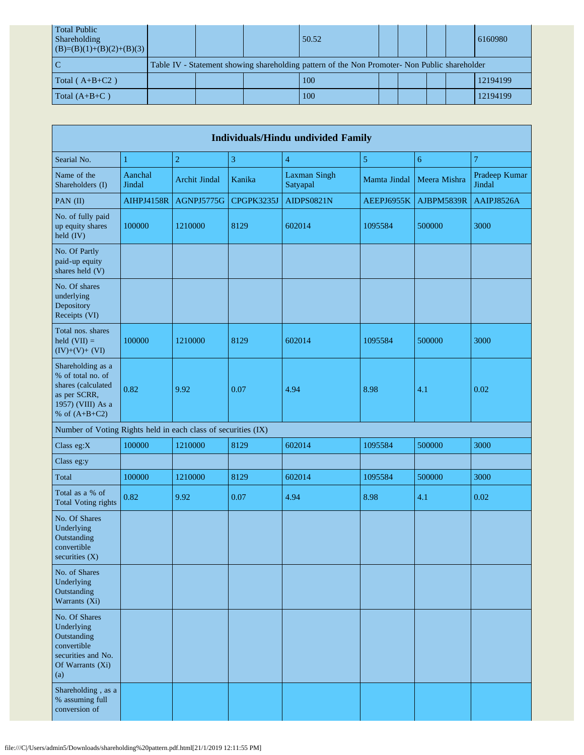| Total Public Shareholding (B)=(B)(1)+(B)(2)+(B)(3) | | | | 50.52 | | | | | 6160980 |
|---|---|---|---|---|---|---|---|---|---|
| C | Table IV - Statement showing shareholding pattern of the Non Promoter- Non Public shareholder | | | | | | | | |
| Total ( A+B+C2 ) | | | | 100 | | | | | 12194199 |
| Total (A+B+C ) | | | | 100 | | | | | 12194199 |

| Individuals/Hindu undivided Family | | | | | | | |
|---|---|---|---|---|---|---|---|
| Searial No. | 1 | 2 | 3 | 4 | 5 | 6 | 7 |
| Name of the Shareholders (I) | Aanchal Jindal | Archit Jindal | Kanika | Laxman Singh Satyapal | Mamta Jindal | Meera Mishra | Pradeep Kumar Jindal |
| PAN (II) | AIHPJ4158R | AGNPJ5775G | CPGPK3235J | AIDPS0821N | AEEPJ6955K | AJBPM5839R | AAIPJ8526A |
| No. of fully paid up equity shares held (IV) | 100000 | 1210000 | 8129 | 602014 | 1095584 | 500000 | 3000 |
| No. Of Partly paid-up equity shares held (V) | | | | | | | |
| No. Of shares underlying Depository Receipts (VI) | | | | | | | |
| Total nos. shares held (VII) = (IV)+(V)+ (VI) | 100000 | 1210000 | 8129 | 602014 | 1095584 | 500000 | 3000 |
| Shareholding as a % of total no. of shares (calculated as per SCRR, 1957) (VIII) As a % of (A+B+C2) | 0.82 | 9.92 | 0.07 | 4.94 | 8.98 | 4.1 | 0.02 |
| Number of Voting Rights held in each class of securities (IX) | | | | | | | |
| Class eg:X | 100000 | 1210000 | 8129 | 602014 | 1095584 | 500000 | 3000 |
| Class eg:y | | | | | | | |
| Total | 100000 | 1210000 | 8129 | 602014 | 1095584 | 500000 | 3000 |
| Total as a % of Total Voting rights | 0.82 | 9.92 | 0.07 | 4.94 | 8.98 | 4.1 | 0.02 |
| No. Of Shares Underlying Outstanding convertible securities (X) | | | | | | | |
| No. of Shares Underlying Outstanding Warrants (Xi) | | | | | | | |
| No. Of Shares Underlying Outstanding convertible securities and No. Of Warrants (Xi) (a) | | | | | | | |
| Shareholding , as a % assuming full conversion of | | | | | | | |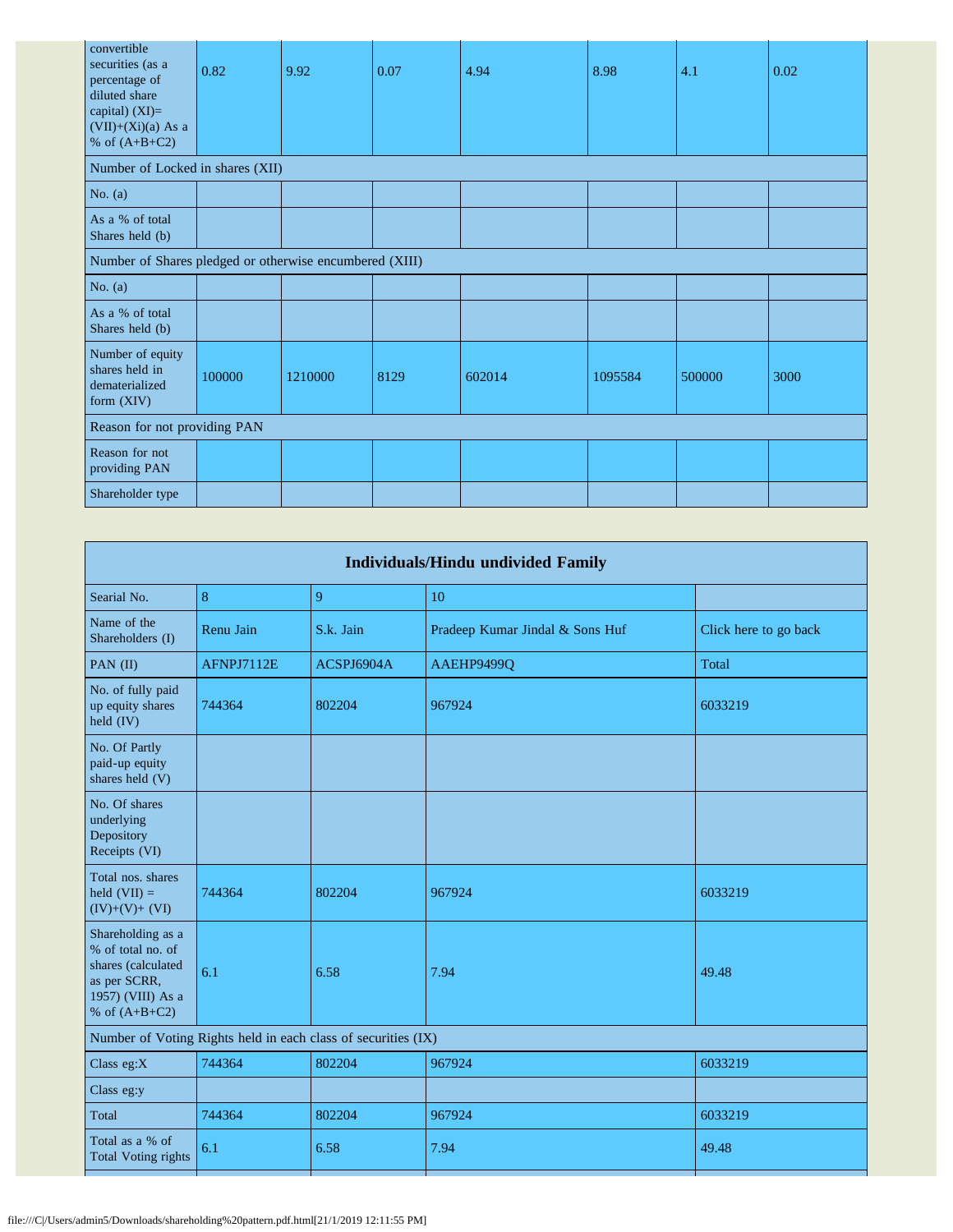| convertible securities (as a percentage of diluted share capital) (XI)= (VII)+(Xi)(a) As a % of (A+B+C2) | 0.82 | 9.92 | 0.07 | 4.94 | 8.98 | 4.1 | 0.02 |
| --- | --- | --- | --- | --- | --- | --- | --- |
| Number of Locked in shares (XII) | | | | | | | |
| No. (a) | | | | | | | |
| As a % of total Shares held (b) | | | | | | | |
| Number of Shares pledged or otherwise encumbered (XIII) | | | | | | | |
| No. (a) | | | | | | | |
| As a % of total Shares held (b) | | | | | | | |
| Number of equity shares held in dematerialized form (XIV) | 100000 | 1210000 | 8129 | 602014 | 1095584 | 500000 | 3000 |
| Reason for not providing PAN | | | | | | | |
| Reason for not providing PAN | | | | | | | |
| Shareholder type | | | | | | | |

| Individuals/Hindu undivided Family | | | | |
| --- | --- | --- | --- | --- |
| Searial No. | 8 | 9 | 10 | |
| Name of the Shareholders (I) | Renu Jain | S.k. Jain | Pradeep Kumar Jindal & Sons Huf | Click here to go back |
| PAN (II) | AFNPJ7112E | ACSPJ6904A | AAEHP9499Q | Total |
| No. of fully paid up equity shares held (IV) | 744364 | 802204 | 967924 | 6033219 |
| No. Of Partly paid-up equity shares held (V) | | | | |
| No. Of shares underlying Depository Receipts (VI) | | | | |
| Total nos. shares held (VII) = (IV)+(V)+ (VI) | 744364 | 802204 | 967924 | 6033219 |
| Shareholding as a % of total no. of shares (calculated as per SCRR, 1957) (VIII) As a % of (A+B+C2) | 6.1 | 6.58 | 7.94 | 49.48 |
| Number of Voting Rights held in each class of securities (IX) | | | | |
| Class eg:X | 744364 | 802204 | 967924 | 6033219 |
| Class eg:y | | | | |
| Total | 744364 | 802204 | 967924 | 6033219 |
| Total as a % of Total Voting rights | 6.1 | 6.58 | 7.94 | 49.48 |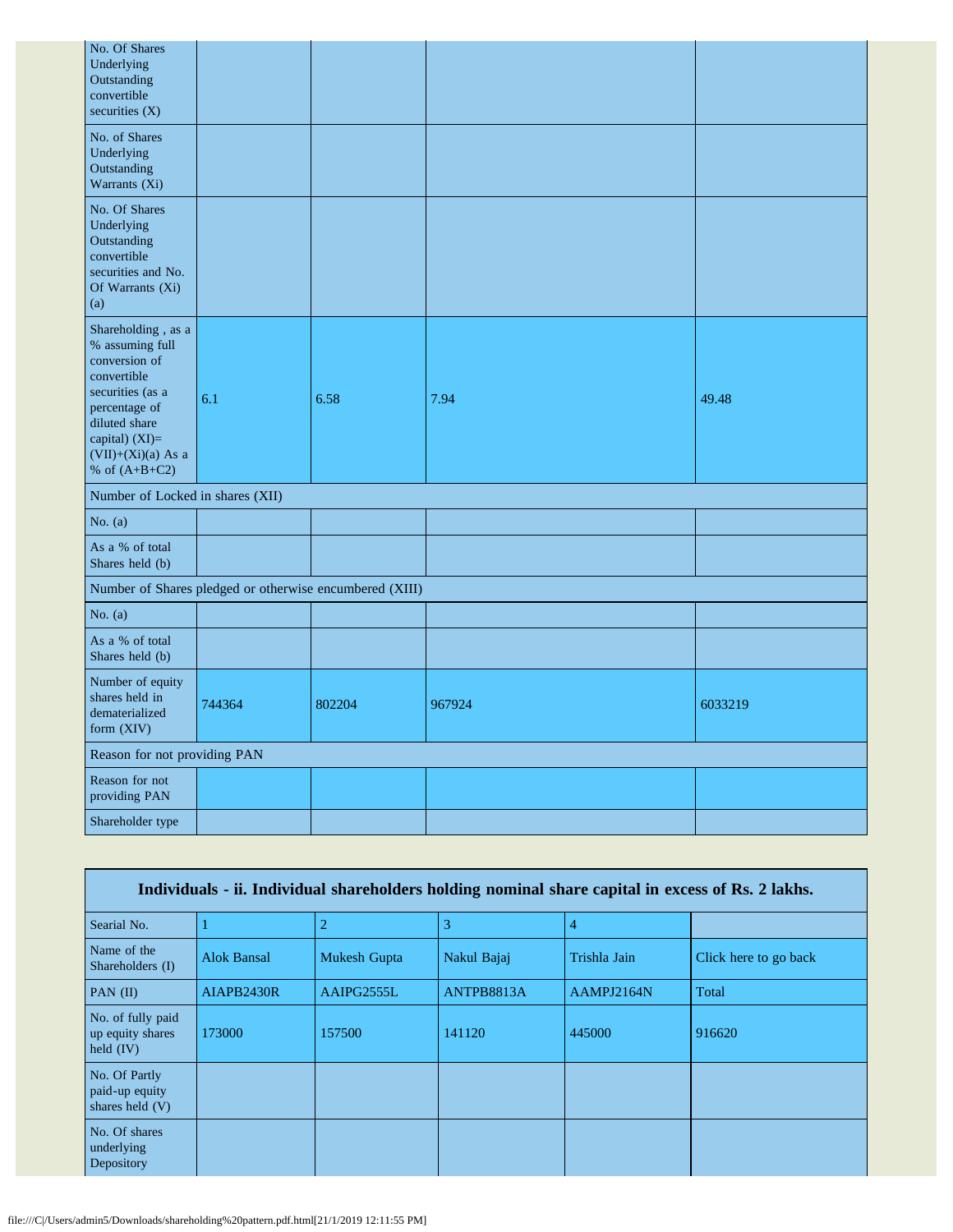| | | | | |
|---|---|---|---|---|
| No. Of Shares Underlying Outstanding convertible securities (X) | | | | |
| No. of Shares Underlying Outstanding Warrants (Xi) | | | | |
| No. Of Shares Underlying Outstanding convertible securities and No. Of Warrants (Xi) (a) | | | | |
| Shareholding , as a % assuming full conversion of convertible securities (as a percentage of diluted share capital) (XI)= (VII)+(Xi)(a) As a % of (A+B+C2) | 6.1 | 6.58 | 7.94 | 49.48 |
| Number of Locked in shares (XII) | | | | |
| No. (a) | | | | |
| As a % of total Shares held (b) | | | | |
| Number of Shares pledged or otherwise encumbered (XIII) | | | | |
| No. (a) | | | | |
| As a % of total Shares held (b) | | | | |
| Number of equity shares held in dematerialized form (XIV) | 744364 | 802204 | 967924 | 6033219 |
| Reason for not providing PAN | | | | |
| Reason for not providing PAN | | | | |
| Shareholder type | | | | |

| Individuals - ii. Individual shareholders holding nominal share capital in excess of Rs. 2 lakhs. | | | | | |
|---|---|---|---|---|---|
| Searial No. | 1 | 2 | 3 | 4 | |
| Name of the Shareholders (I) | Alok Bansal | Mukesh Gupta | Nakul Bajaj | Trishla Jain | Click here to go back |
| PAN (II) | AIAPB2430R | AAIPG2555L | ANTPB8813A | AAMPJ2164N | Total |
| No. of fully paid up equity shares held (IV) | 173000 | 157500 | 141120 | 445000 | 916620 |
| No. Of Partly paid-up equity shares held (V) | | | | | |
| No. Of shares underlying Depository | | | | | |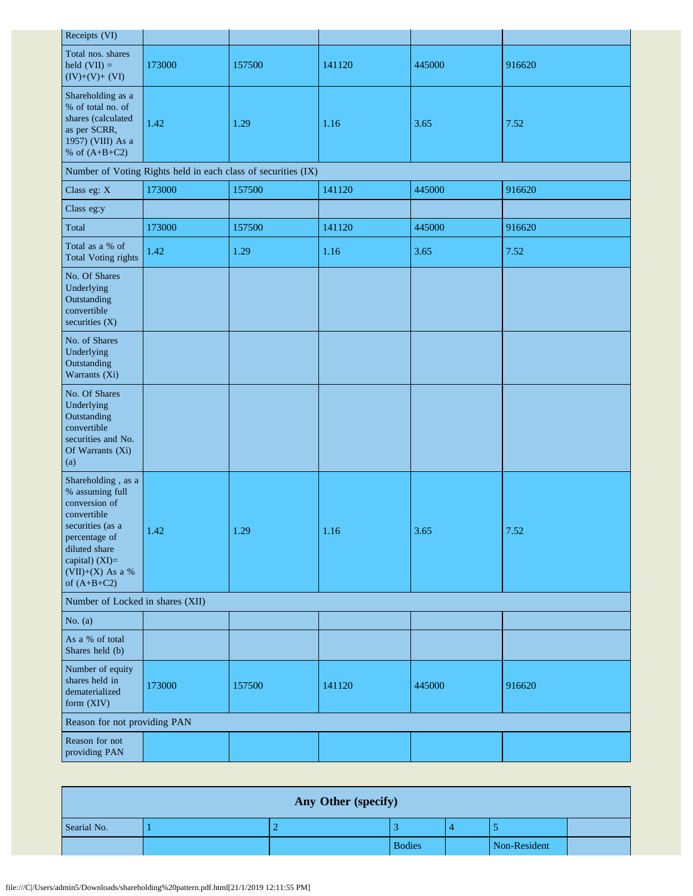| Receipts (VI) | | | | | |
|---|---|---|---|---|---|
| Total nos. shares held (VII) = (IV)+(V)+ (VI) | 173000 | 157500 | 141120 | 445000 | 916620 |
| Shareholding as a % of total no. of shares (calculated as per SCRR, 1957) (VIII) As a % of (A+B+C2) | 1.42 | 1.29 | 1.16 | 3.65 | 7.52 |
| Number of Voting Rights held in each class of securities (IX) | | | | | |
| Class eg: X | 173000 | 157500 | 141120 | 445000 | 916620 |
| Class eg:y | | | | | |
| Total | 173000 | 157500 | 141120 | 445000 | 916620 |
| Total as a % of Total Voting rights | 1.42 | 1.29 | 1.16 | 3.65 | 7.52 |
| No. Of Shares Underlying Outstanding convertible securities (X) | | | | | |
| No. of Shares Underlying Outstanding Warrants (Xi) | | | | | |
| No. Of Shares Underlying Outstanding convertible securities and No. Of Warrants (Xi) (a) | | | | | |
| Shareholding , as a % assuming full conversion of convertible securities (as a percentage of diluted share capital) (XI)= (VII)+(X) As a % of (A+B+C2) | 1.42 | 1.29 | 1.16 | 3.65 | 7.52 |
| Number of Locked in shares (XII) | | | | | |
| No. (a) | | | | | |
| As a % of total Shares held (b) | | | | | |
| Number of equity shares held in dematerialized form (XIV) | 173000 | 157500 | 141120 | 445000 | 916620 |
| Reason for not providing PAN | | | | | |
| Reason for not providing PAN | | | | | |

| Any Other (specify) | | | | | | |
|---|---|---|---|---|---|---|
| Searial No. | 1 | 2 | 3 | 4 | 5 | |
| | | | Bodies | | Non-Resident | |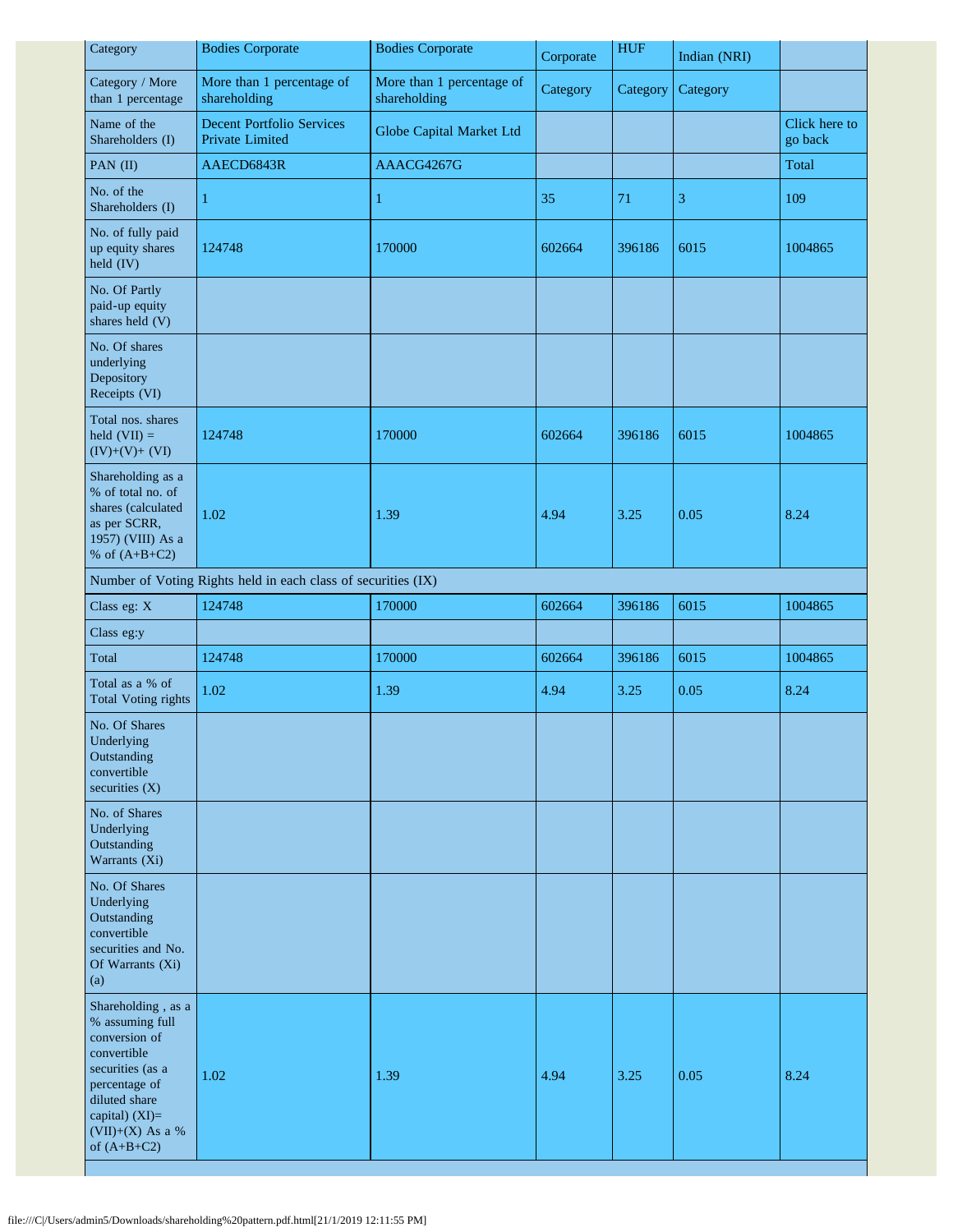| Category | Bodies Corporate | Bodies Corporate | Corporate | HUF | Indian (NRI) | |
|---|---|---|---|---|---|---|
| Category / More than 1 percentage | More than 1 percentage of shareholding | More than 1 percentage of shareholding | Category | Category | Category | |
| Name of the Shareholders (I) | Decent Portfolio Services Private Limited | Globe Capital Market Ltd | | | | Click here to go back |
| PAN (II) | AAECD6843R | AAACG4267G | | | | Total |
| No. of the Shareholders (I) | 1 | 1 | 35 | 71 | 3 | 109 |
| No. of fully paid up equity shares held (IV) | 124748 | 170000 | 602664 | 396186 | 6015 | 1004865 |
| No. Of Partly paid-up equity shares held (V) | | | | | | |
| No. Of shares underlying Depository Receipts (VI) | | | | | | |
| Total nos. shares held (VII) = (IV)+(V)+ (VI) | 124748 | 170000 | 602664 | 396186 | 6015 | 1004865 |
| Shareholding as a % of total no. of shares (calculated as per SCRR, 1957) (VIII) As a % of (A+B+C2) | 1.02 | 1.39 | 4.94 | 3.25 | 0.05 | 8.24 |
| Number of Voting Rights held in each class of securities (IX) | | | | | | |
| Class eg: X | 124748 | 170000 | 602664 | 396186 | 6015 | 1004865 |
| Class eg:y | | | | | | |
| Total | 124748 | 170000 | 602664 | 396186 | 6015 | 1004865 |
| Total as a % of Total Voting rights | 1.02 | 1.39 | 4.94 | 3.25 | 0.05 | 8.24 |
| No. Of Shares Underlying Outstanding convertible securities (X) | | | | | | |
| No. of Shares Underlying Outstanding Warrants (Xi) | | | | | | |
| No. Of Shares Underlying Outstanding convertible securities and No. Of Warrants (Xi) (a) | | | | | | |
| Shareholding , as a % assuming full conversion of convertible securities (as a percentage of diluted share capital) (XI)= (VII)+(X) As a % of (A+B+C2) | 1.02 | 1.39 | 4.94 | 3.25 | 0.05 | 8.24 |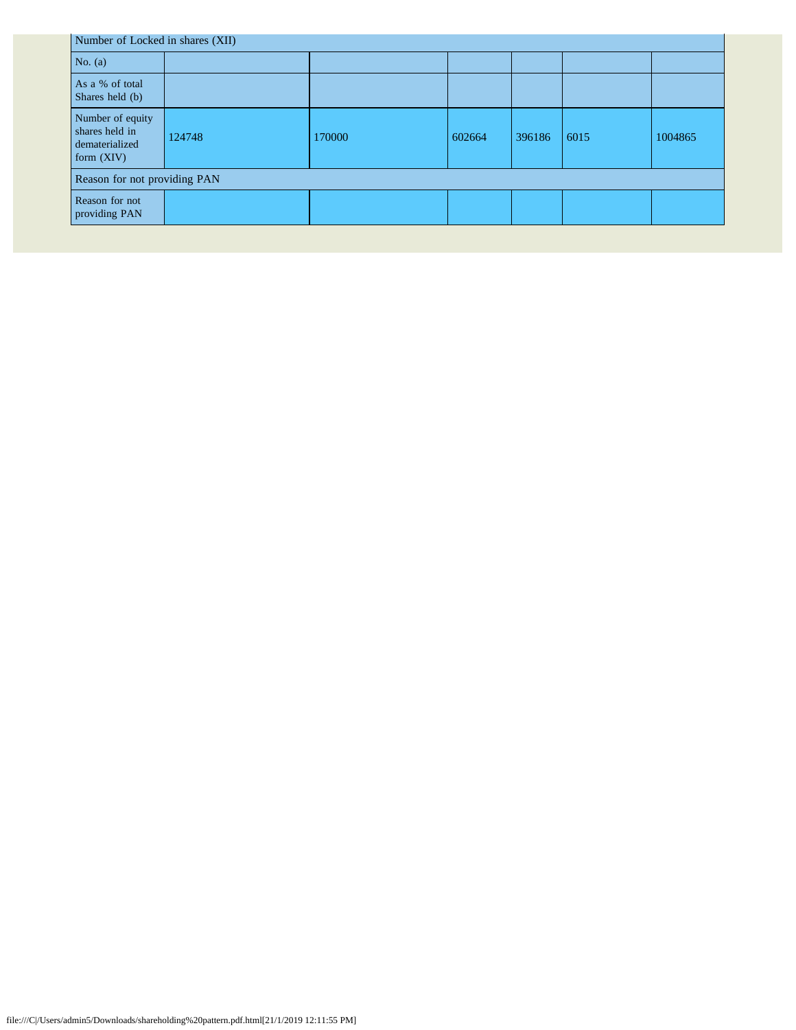| | | | | | | |
|---|---|---|---|---|---|---|
| Number of Locked in shares (XII) | | | | | | |
| No. (a) | | | | | | |
| As a % of total Shares held (b) | | | | | | |
| Number of equity shares held in dematerialized form (XIV) | 124748 | 170000 | 602664 | 396186 | 6015 | 1004865 |
| Reason for not providing PAN | | | | | | |
| Reason for not providing PAN | | | | | | |